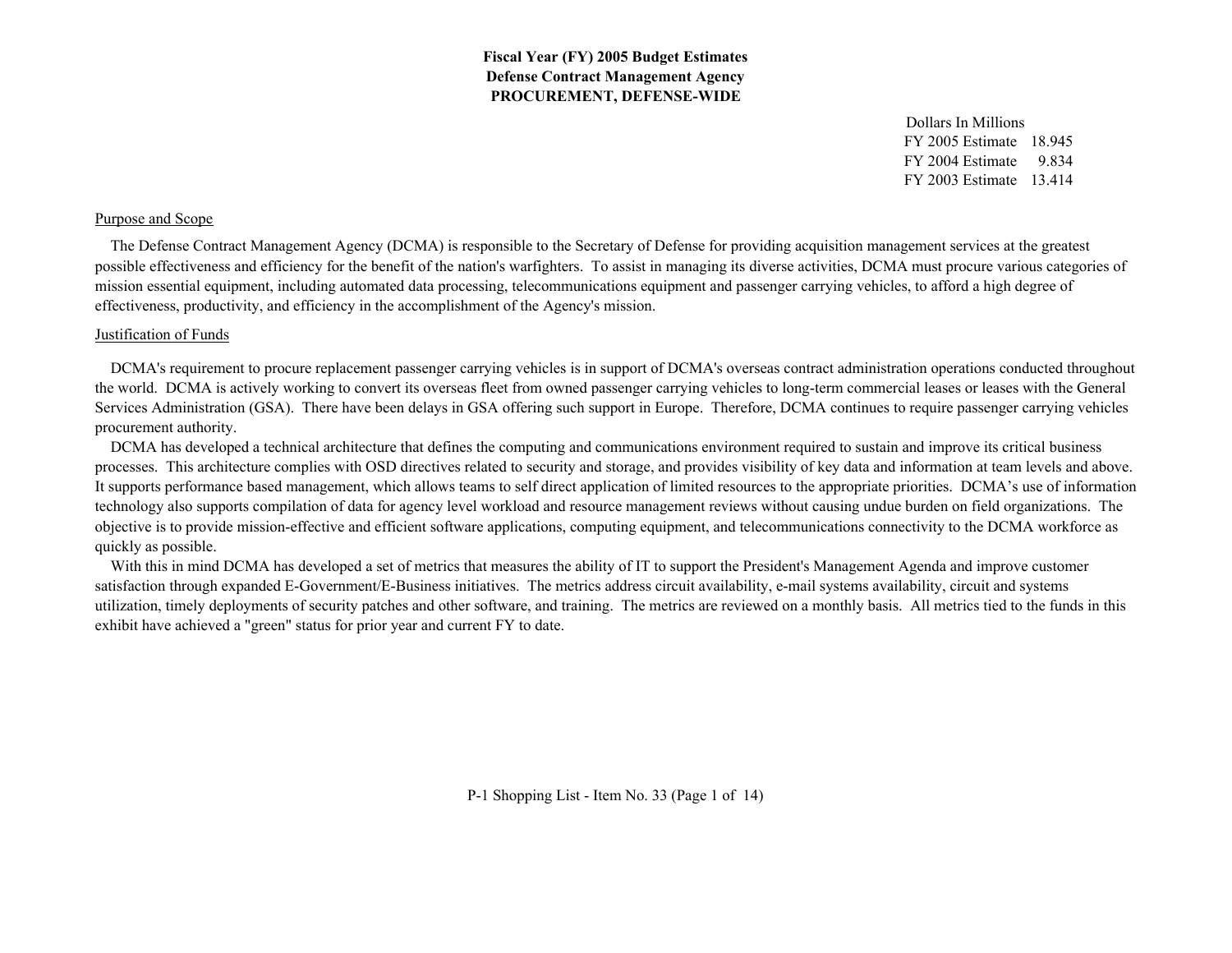# Fiscal Year (FY) 2005 Budget Estimates
## Defense Contract Management Agency
## PROCUREMENT, DEFENSE-WIDE

| Dollars In Millions | |
|---|---|
| FY 2005 Estimate | 18.945 |
| FY 2004 Estimate | 9.834 |
| FY 2003 Estimate | 13.414 |

### Purpose and Scope

The Defense Contract Management Agency (DCMA) is responsible to the Secretary of Defense for providing acquisition management services at the greatest possible effectiveness and efficiency for the benefit of the nation's warfighters. To assist in managing its diverse activities, DCMA must procure various categories of mission essential equipment, including automated data processing, telecommunications equipment and passenger carrying vehicles, to afford a high degree of effectiveness, productivity, and efficiency in the accomplishment of the Agency's mission.

### Justification of Funds

DCMA's requirement to procure replacement passenger carrying vehicles is in support of DCMA's overseas contract administration operations conducted throughout the world. DCMA is actively working to convert its overseas fleet from owned passenger carrying vehicles to long-term commercial leases or leases with the General Services Administration (GSA). There have been delays in GSA offering such support in Europe. Therefore, DCMA continues to require passenger carrying vehicles procurement authority.

DCMA has developed a technical architecture that defines the computing and communications environment required to sustain and improve its critical business processes. This architecture complies with OSD directives related to security and storage, and provides visibility of key data and information at team levels and above. It supports performance based management, which allows teams to self direct application of limited resources to the appropriate priorities. DCMA's use of information technology also supports compilation of data for agency level workload and resource management reviews without causing undue burden on field organizations. The objective is to provide mission-effective and efficient software applications, computing equipment, and telecommunications connectivity to the DCMA workforce as quickly as possible.

With this in mind DCMA has developed a set of metrics that measures the ability of IT to support the President's Management Agenda and improve customer satisfaction through expanded E-Government/E-Business initiatives. The metrics address circuit availability, e-mail systems availability, circuit and systems utilization, timely deployments of security patches and other software, and training. The metrics are reviewed on a monthly basis. All metrics tied to the funds in this exhibit have achieved a "green" status for prior year and current FY to date.

P-1 Shopping List - Item No. 33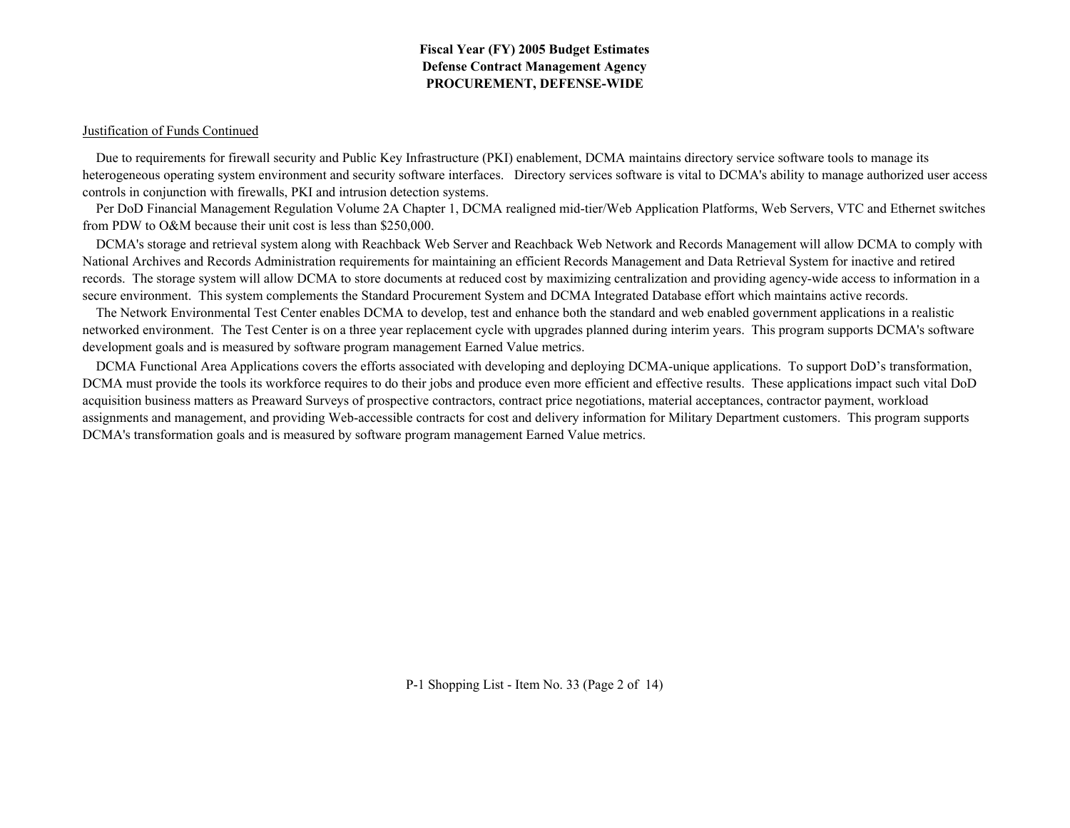**Fiscal Year (FY) 2005 Budget Estimates**
**Defense Contract Management Agency**
**PROCUREMENT, DEFENSE-WIDE**

<u>Justification of Funds Continued</u>

Due to requirements for firewall security and Public Key Infrastructure (PKI) enablement, DCMA maintains directory service software tools to manage its heterogeneous operating system environment and security software interfaces. Directory services software is vital to DCMA's ability to manage authorized user access controls in conjunction with firewalls, PKI and intrusion detection systems.

Per DoD Financial Management Regulation Volume 2A Chapter 1, DCMA realigned mid-tier/Web Application Platforms, Web Servers, VTC and Ethernet switches from PDW to O&M because their unit cost is less than $250,000.

DCMA's storage and retrieval system along with Reachback Web Server and Reachback Web Network and Records Management will allow DCMA to comply with National Archives and Records Administration requirements for maintaining an efficient Records Management and Data Retrieval System for inactive and retired records. The storage system will allow DCMA to store documents at reduced cost by maximizing centralization and providing agency-wide access to information in a secure environment. This system complements the Standard Procurement System and DCMA Integrated Database effort which maintains active records.

The Network Environmental Test Center enables DCMA to develop, test and enhance both the standard and web enabled government applications in a realistic networked environment. The Test Center is on a three year replacement cycle with upgrades planned during interim years. This program supports DCMA's software development goals and is measured by software program management Earned Value metrics.

DCMA Functional Area Applications covers the efforts associated with developing and deploying DCMA-unique applications. To support DoD's transformation, DCMA must provide the tools its workforce requires to do their jobs and produce even more efficient and effective results. These applications impact such vital DoD acquisition business matters as Preaward Surveys of prospective contractors, contract price negotiations, material acceptances, contractor payment, workload assignments and management, and providing Web-accessible contracts for cost and delivery information for Military Department customers. This program supports DCMA's transformation goals and is measured by software program management Earned Value metrics.

P-1 Shopping List - Item No. 33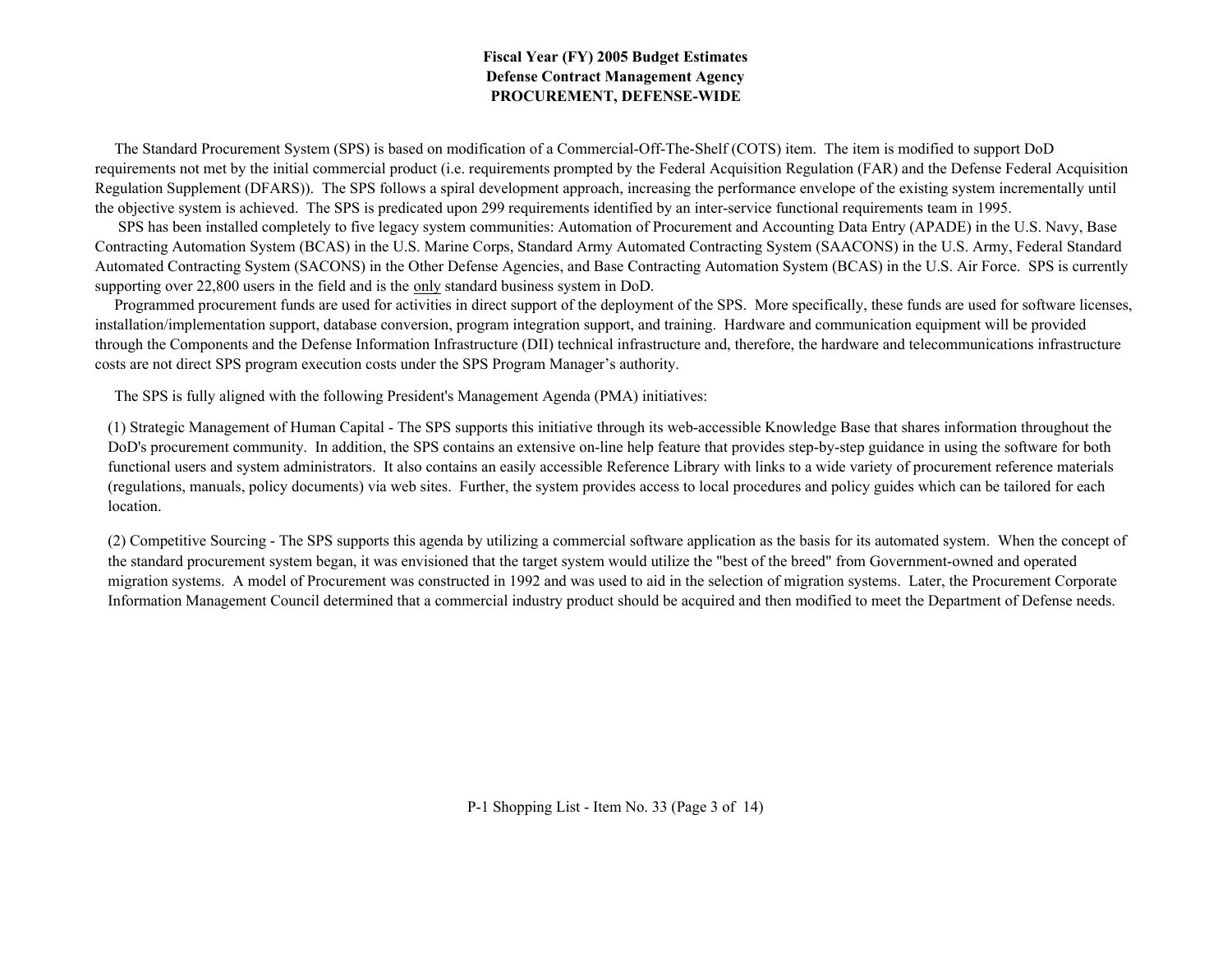**Fiscal Year (FY) 2005 Budget Estimates**
**Defense Contract Management Agency**
**PROCUREMENT, DEFENSE-WIDE**

The Standard Procurement System (SPS) is based on modification of a Commercial-Off-The-Shelf (COTS) item. The item is modified to support DoD requirements not met by the initial commercial product (i.e. requirements prompted by the Federal Acquisition Regulation (FAR) and the Defense Federal Acquisition Regulation Supplement (DFARS)). The SPS follows a spiral development approach, increasing the performance envelope of the existing system incrementally until the objective system is achieved. The SPS is predicated upon 299 requirements identified by an inter-service functional requirements team in 1995.

SPS has been installed completely to five legacy system communities: Automation of Procurement and Accounting Data Entry (APADE) in the U.S. Navy, Base Contracting Automation System (BCAS) in the U.S. Marine Corps, Standard Army Automated Contracting System (SAACONS) in the U.S. Army, Federal Standard Automated Contracting System (SACONS) in the Other Defense Agencies, and Base Contracting Automation System (BCAS) in the U.S. Air Force. SPS is currently supporting over 22,800 users in the field and is the <u>only</u> standard business system in DoD.

Programmed procurement funds are used for activities in direct support of the deployment of the SPS. More specifically, these funds are used for software licenses, installation/implementation support, database conversion, program integration support, and training. Hardware and communication equipment will be provided through the Components and the Defense Information Infrastructure (DII) technical infrastructure and, therefore, the hardware and telecommunications infrastructure costs are not direct SPS program execution costs under the SPS Program Manager's authority.

The SPS is fully aligned with the following President's Management Agenda (PMA) initiatives:

(1) Strategic Management of Human Capital - The SPS supports this initiative through its web-accessible Knowledge Base that shares information throughout the DoD's procurement community. In addition, the SPS contains an extensive on-line help feature that provides step-by-step guidance in using the software for both functional users and system administrators. It also contains an easily accessible Reference Library with links to a wide variety of procurement reference materials (regulations, manuals, policy documents) via web sites. Further, the system provides access to local procedures and policy guides which can be tailored for each location.

(2) Competitive Sourcing - The SPS supports this agenda by utilizing a commercial software application as the basis for its automated system. When the concept of the standard procurement system began, it was envisioned that the target system would utilize the "best of the breed" from Government-owned and operated migration systems. A model of Procurement was constructed in 1992 and was used to aid in the selection of migration systems. Later, the Procurement Corporate Information Management Council determined that a commercial industry product should be acquired and then modified to meet the Department of Defense needs.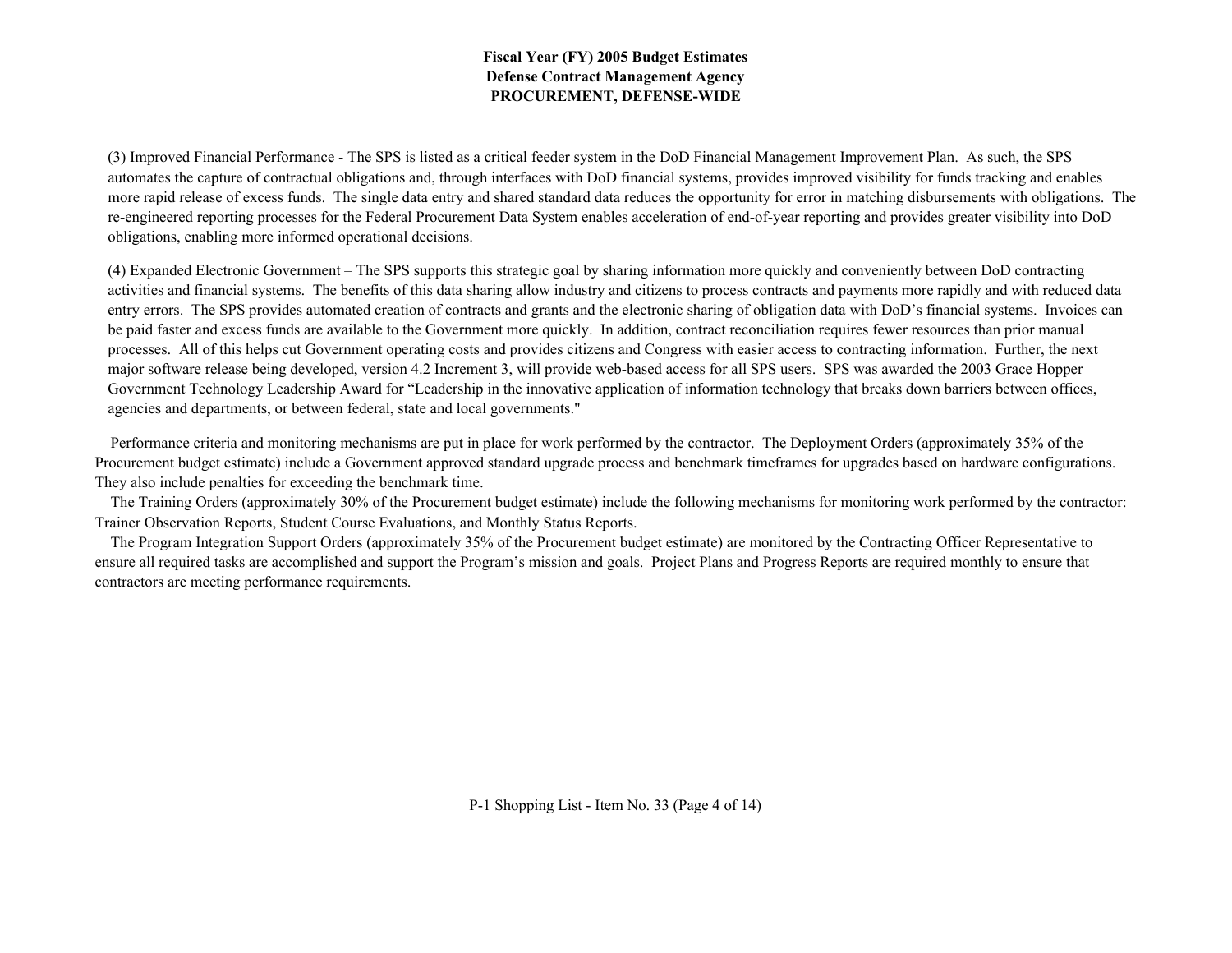(3) Improved Financial Performance - The SPS is listed as a critical feeder system in the DoD Financial Management Improvement Plan. As such, the SPS automates the capture of contractual obligations and, through interfaces with DoD financial systems, provides improved visibility for funds tracking and enables more rapid release of excess funds. The single data entry and shared standard data reduces the opportunity for error in matching disbursements with obligations. The re-engineered reporting processes for the Federal Procurement Data System enables acceleration of end-of-year reporting and provides greater visibility into DoD obligations, enabling more informed operational decisions.

(4) Expanded Electronic Government – The SPS supports this strategic goal by sharing information more quickly and conveniently between DoD contracting activities and financial systems. The benefits of this data sharing allow industry and citizens to process contracts and payments more rapidly and with reduced data entry errors. The SPS provides automated creation of contracts and grants and the electronic sharing of obligation data with DoD's financial systems. Invoices can be paid faster and excess funds are available to the Government more quickly. In addition, contract reconciliation requires fewer resources than prior manual processes. All of this helps cut Government operating costs and provides citizens and Congress with easier access to contracting information. Further, the next major software release being developed, version 4.2 Increment 3, will provide web-based access for all SPS users. SPS was awarded the 2003 Grace Hopper Government Technology Leadership Award for "Leadership in the innovative application of information technology that breaks down barriers between offices, agencies and departments, or between federal, state and local governments."

Performance criteria and monitoring mechanisms are put in place for work performed by the contractor. The Deployment Orders (approximately 35% of the Procurement budget estimate) include a Government approved standard upgrade process and benchmark timeframes for upgrades based on hardware configurations. They also include penalties for exceeding the benchmark time.

The Training Orders (approximately 30% of the Procurement budget estimate) include the following mechanisms for monitoring work performed by the contractor: Trainer Observation Reports, Student Course Evaluations, and Monthly Status Reports.

The Program Integration Support Orders (approximately 35% of the Procurement budget estimate) are monitored by the Contracting Officer Representative to ensure all required tasks are accomplished and support the Program's mission and goals. Project Plans and Progress Reports are required monthly to ensure that contractors are meeting performance requirements.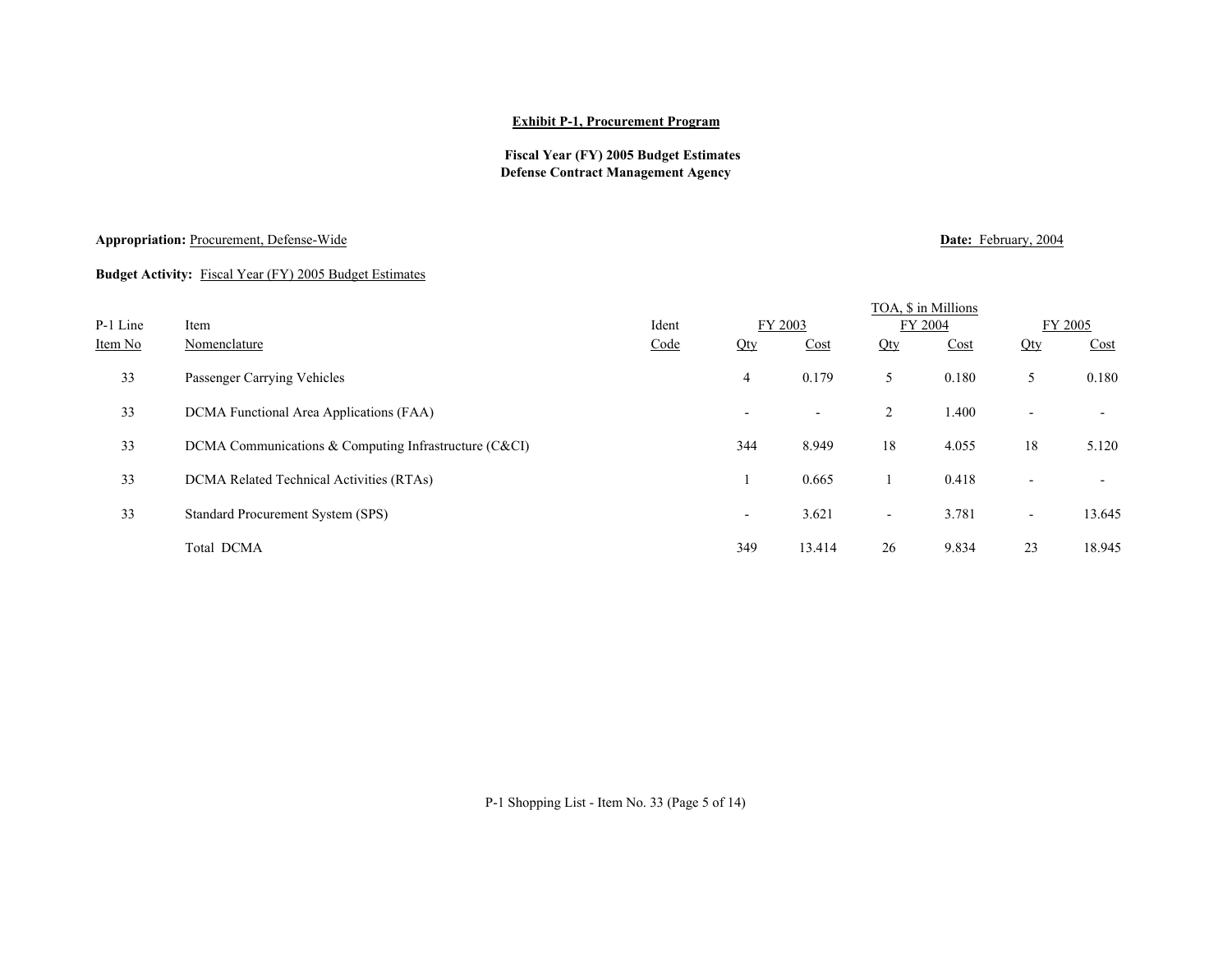**Exhibit P-1, Procurement Program**

**Fiscal Year (FY) 2005 Budget Estimates**
**Defense Contract Management Agency**

**Appropriation:** Procurement, Defense-Wide

**Date:** February, 2004

**Budget Activity:** Fiscal Year (FY) 2005 Budget Estimates

| P-1 Line | Item | Ident | TOA, $ in Millions | | | | | |
|---|---|---|---|---|---|---|---|---|
| | | | FY 2003 | | FY 2004 | | FY 2005 | |
| Item No | Nomenclature | Code | Qty | Cost | Qty | Cost | Qty | Cost |
| 33 | Passenger Carrying Vehicles | | 4 | 0.179 | 5 | 0.180 | 5 | 0.180 |
| 33 | DCMA Functional Area Applications (FAA) | | - | - | 2 | 1.400 | - | - |
| 33 | DCMA Communications & Computing Infrastructure (C&CI) | | 344 | 8.949 | 18 | 4.055 | 18 | 5.120 |
| 33 | DCMA Related Technical Activities (RTAs) | | 1 | 0.665 | 1 | 0.418 | - | - |
| 33 | Standard Procurement System (SPS) | | - | 3.621 | - | 3.781 | - | 13.645 |
| | Total DCMA | | 349 | 13.414 | 26 | 9.834 | 23 | 18.945 |

P-1 Shopping List - Item No. 33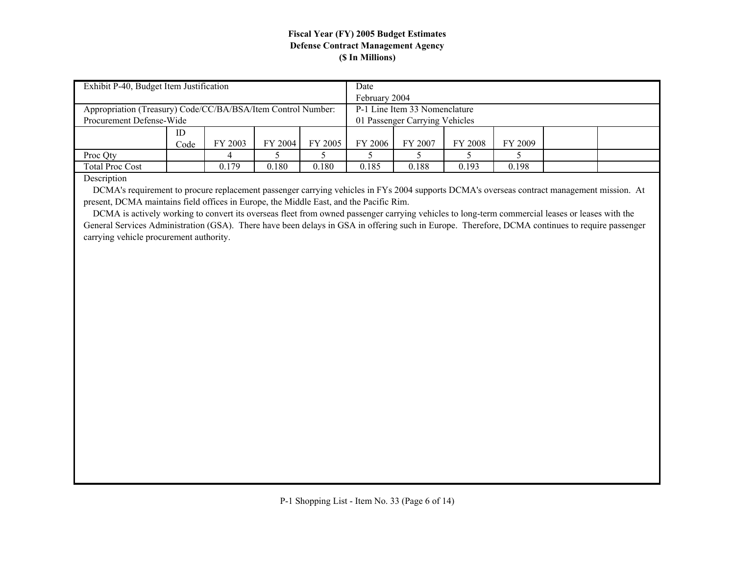**Fiscal Year (FY) 2005 Budget Estimates**
**Defense Contract Management Agency**
**($ In Millions)**

| Exhibit P-40, Budget Item Justification | | | | | Date<br>February 2004 | | | | | |
|---|---|---|---|---|---|---|---|---|---|---|
| Appropriation (Treasury) Code/CC/BA/BSA/Item Control Number:<br>Procurement Defense-Wide | | | | | P-1 Line Item 33 Nomenclature<br>01 Passenger Carrying Vehicles | | | | | |
| | ID Code | FY 2003 | FY 2004 | FY 2005 | FY 2006 | FY 2007 | FY 2008 | FY 2009 | | |
| Proc Qty | | 4 | 5 | 5 | 5 | 5 | 5 | 5 | | |
| Total Proc Cost | | 0.179 | 0.180 | 0.180 | 0.185 | 0.188 | 0.193 | 0.198 | | |

Description

DCMA's requirement to procure replacement passenger carrying vehicles in FYs 2004 supports DCMA's overseas contract management mission. At present, DCMA maintains field offices in Europe, the Middle East, and the Pacific Rim.

DCMA is actively working to convert its overseas fleet from owned passenger carrying vehicles to long-term commercial leases or leases with the General Services Administration (GSA). There have been delays in GSA in offering such in Europe. Therefore, DCMA continues to require passenger carrying vehicle procurement authority.

P-1 Shopping List - Item No. 33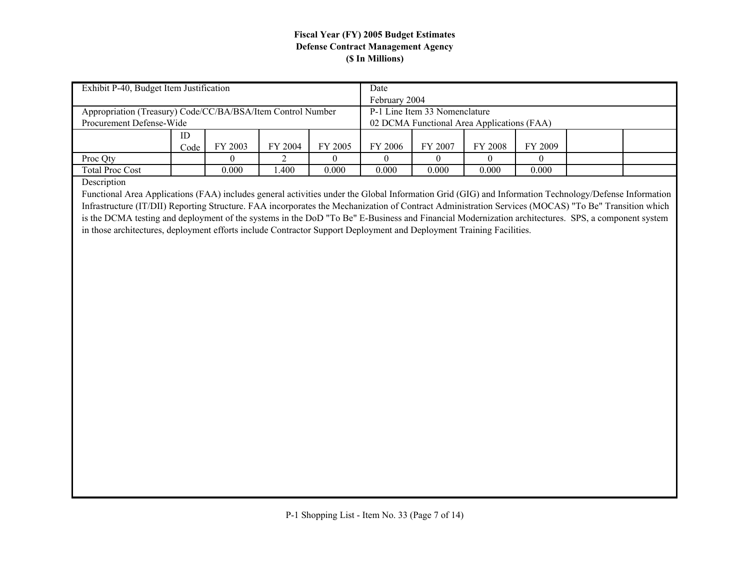**Fiscal Year (FY) 2005 Budget Estimates**
**Defense Contract Management Agency**
**($ In Millions)**

| Exhibit P-40, Budget Item Justification | | | | | Date<br>February 2004 | | | | | |
|---|---|---|---|---|---|---|---|---|---|---|
| Appropriation (Treasury) Code/CC/BA/BSA/Item Control Number<br>Procurement Defense-Wide | | | | | P-1 Line Item 33 Nomenclature<br>02 DCMA Functional Area Applications (FAA) | | | | | |
| | ID Code | FY 2003 | FY 2004 | FY 2005 | FY 2006 | FY 2007 | FY 2008 | FY 2009 | | |
| Proc Qty | | 0 | 2 | 0 | 0 | 0 | 0 | 0 | | |
| Total Proc Cost | | 0.000 | 1.400 | 0.000 | 0.000 | 0.000 | 0.000 | 0.000 | | |

Description

Functional Area Applications (FAA) includes general activities under the Global Information Grid (GIG) and Information Technology/Defense Information Infrastructure (IT/DII) Reporting Structure. FAA incorporates the Mechanization of Contract Administration Services (MOCAS) "To Be" Transition which is the DCMA testing and deployment of the systems in the DoD "To Be" E-Business and Financial Modernization architectures. SPS, a component system in those architectures, deployment efforts include Contractor Support Deployment and Deployment Training Facilities.

P-1 Shopping List - Item No. 33 (Page 7 of 14)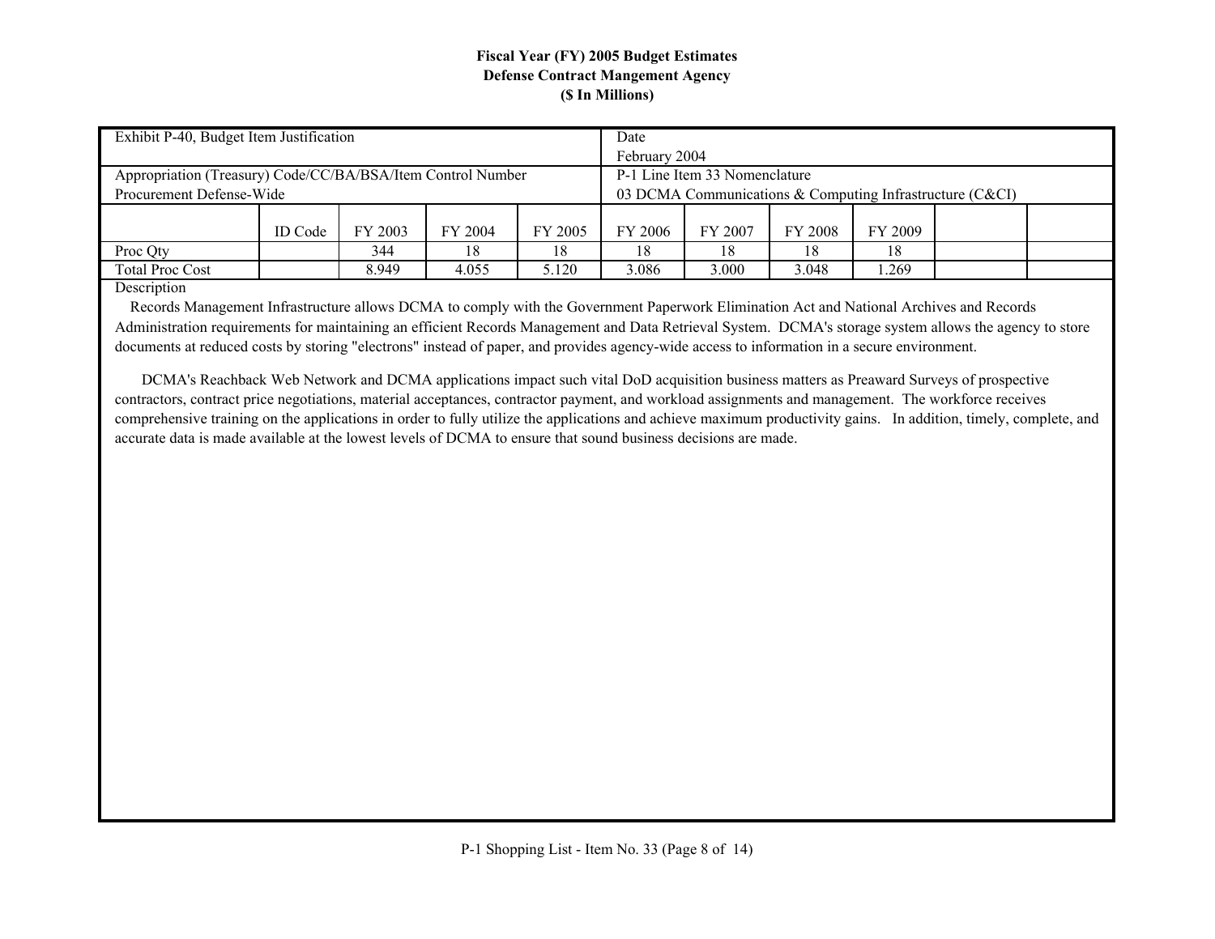**Fiscal Year (FY) 2005 Budget Estimates**
**Defense Contract Mangement Agency**
**($ In Millions)**

| Exhibit P-40, Budget Item Justification | | | | | Date February 2004 | | | | | |
|---|---|---|---|---|---|---|---|---|---|---|
| Appropriation (Treasury) Code/CC/BA/BSA/Item Control Number Procurement Defense-Wide | | | | | P-1 Line Item 33 Nomenclature 03 DCMA Communications & Computing Infrastructure (C&CI) | | | | | |
| | ID Code | FY 2003 | FY 2004 | FY 2005 | FY 2006 | FY 2007 | FY 2008 | FY 2009 | | |
| Proc Qty | | 344 | 18 | 18 | 18 | 18 | 18 | 18 | | |
| Total Proc Cost | | 8.949 | 4.055 | 5.120 | 3.086 | 3.000 | 3.048 | 1.269 | | |

Description

Records Management Infrastructure allows DCMA to comply with the Government Paperwork Elimination Act and National Archives and Records Administration requirements for maintaining an efficient Records Management and Data Retrieval System. DCMA's storage system allows the agency to store documents at reduced costs by storing "electrons" instead of paper, and provides agency-wide access to information in a secure environment.

DCMA's Reachback Web Network and DCMA applications impact such vital DoD acquisition business matters as Preaward Surveys of prospective contractors, contract price negotiations, material acceptances, contractor payment, and workload assignments and management. The workforce receives comprehensive training on the applications in order to fully utilize the applications and achieve maximum productivity gains. In addition, timely, complete, and accurate data is made available at the lowest levels of DCMA to ensure that sound business decisions are made.

P-1 Shopping List - Item No. 33 (Page 8 of 14)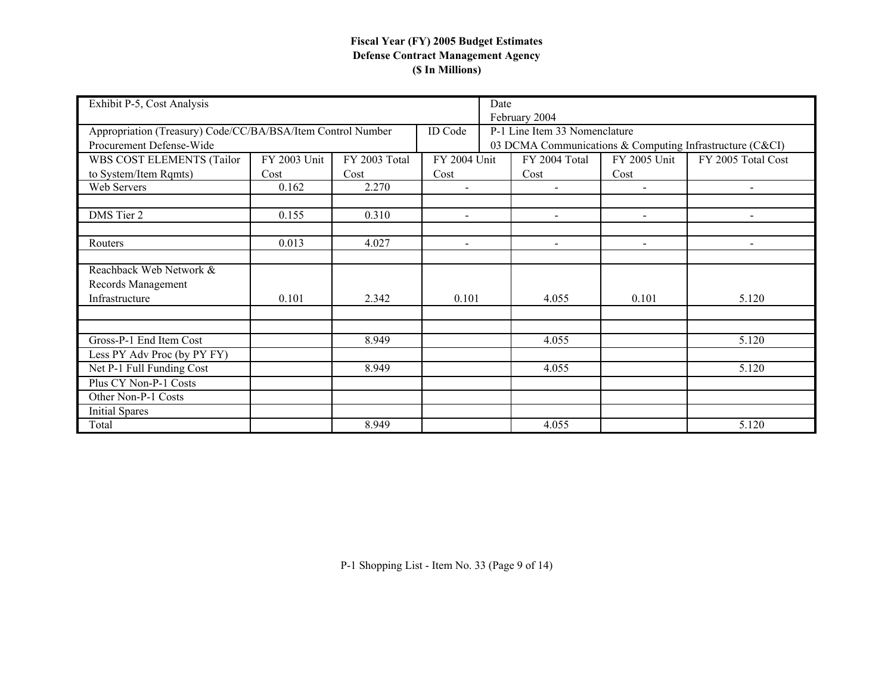**Fiscal Year (FY) 2005 Budget Estimates**
**Defense Contract Management Agency**
**($ In Millions)**

| Exhibit P-5, Cost Analysis | | | | Date February 2004 | | |
|---|---|---|---|---|---|---|
| Appropriation (Treasury) Code/CC/BA/BSA/Item Control Number Procurement Defense-Wide | | | ID Code | P-1 Line Item 33 Nomenclature 03 DCMA Communications & Computing Infrastructure (C&CI) | | |
| WBS COST ELEMENTS (Tailor to System/Item Rqmts) | FY 2003 Unit Cost | FY 2003 Total Cost | FY 2004 Unit Cost | FY 2004 Total Cost | FY 2005 Unit Cost | FY 2005 Total Cost |
| Web Servers | 0.162 | 2.270 | - | - | - | - |
| | | | | | | |
| DMS Tier 2 | 0.155 | 0.310 | - | - | - | - |
| | | | | | | |
| Routers | 0.013 | 4.027 | - | - | - | - |
| | | | | | | |
| Reachback Web Network & Records Management Infrastructure | 0.101 | 2.342 | 0.101 | 4.055 | 0.101 | 5.120 |
| | | | | | | |
| | | | | | | |
| Gross-P-1 End Item Cost | | 8.949 | | 4.055 | | 5.120 |
| Less PY Adv Proc (by PY FY) | | | | | | |
| Net P-1 Full Funding Cost | | 8.949 | | 4.055 | | 5.120 |
| Plus CY Non-P-1 Costs | | | | | | |
| Other Non-P-1 Costs | | | | | | |
| Initial Spares | | | | | | |
| Total | | 8.949 | | 4.055 | | 5.120 |

P-1 Shopping List - Item No. 33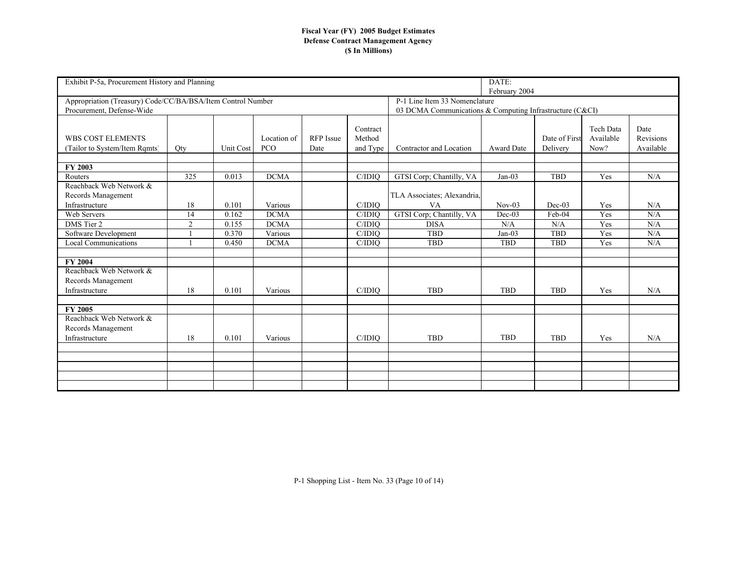**Fiscal Year (FY) 2005 Budget Estimates**
**Defense Contract Management Agency**
**($ In Millions)**

| Exhibit P-5a, Procurement History and Planning | | | | | | | | DATE: February 2004 | | |
|---|---|---|---|---|---|---|---|---|---|---|
| Appropriation (Treasury) Code/CC/BA/BSA/Item Control Number<br>Procurement, Defense-Wide | | | | | | P-1 Line Item 33 Nomenclature<br>03 DCMA Communications & Computing Infrastructure (C&CI) | | | | |
| WBS COST ELEMENTS (Tailor to System/Item Rqmts) | Qty | Unit Cost | Location of PCO | RFP Issue Date | Contract Method and Type | Contractor and Location | Award Date | Date of First Delivery | Tech Data Available Now? | Date Revisions Available |
| | | | | | | | | | | |
| **FY 2003** | | | | | | | | | | |
| Routers | 325 | 0.013 | DCMA | | C/IDIQ | GTSI Corp; Chantilly, VA | Jan-03 | TBD | Yes | N/A |
| Reachback Web Network & Records Management Infrastructure | 18 | 0.101 | Various | | C/IDIQ | TLA Associates; Alexandria, VA | Nov-03 | Dec-03 | Yes | N/A |
| Web Servers | 14 | 0.162 | DCMA | | C/IDIQ | GTSI Corp; Chantilly, VA | Dec-03 | Feb-04 | Yes | N/A |
| DMS Tier 2 | 2 | 0.155 | DCMA | | C/IDIQ | DISA | N/A | N/A | Yes | N/A |
| Software Development | 1 | 0.370 | Various | | C/IDIQ | TBD | Jan-03 | TBD | Yes | N/A |
| Local Communications | 1 | 0.450 | DCMA | | C/IDIQ | TBD | TBD | TBD | Yes | N/A |
| | | | | | | | | | | |
| **FY 2004** | | | | | | | | | | |
| Reachback Web Network & Records Management Infrastructure | 18 | 0.101 | Various | | C/IDIQ | TBD | TBD | TBD | Yes | N/A |
| | | | | | | | | | | |
| **FY 2005** | | | | | | | | | | |
| Reachback Web Network & Records Management Infrastructure | 18 | 0.101 | Various | | C/IDIQ | TBD | TBD | TBD | Yes | N/A |

P-1 Shopping List - Item No. 33 (Page 10 of 14)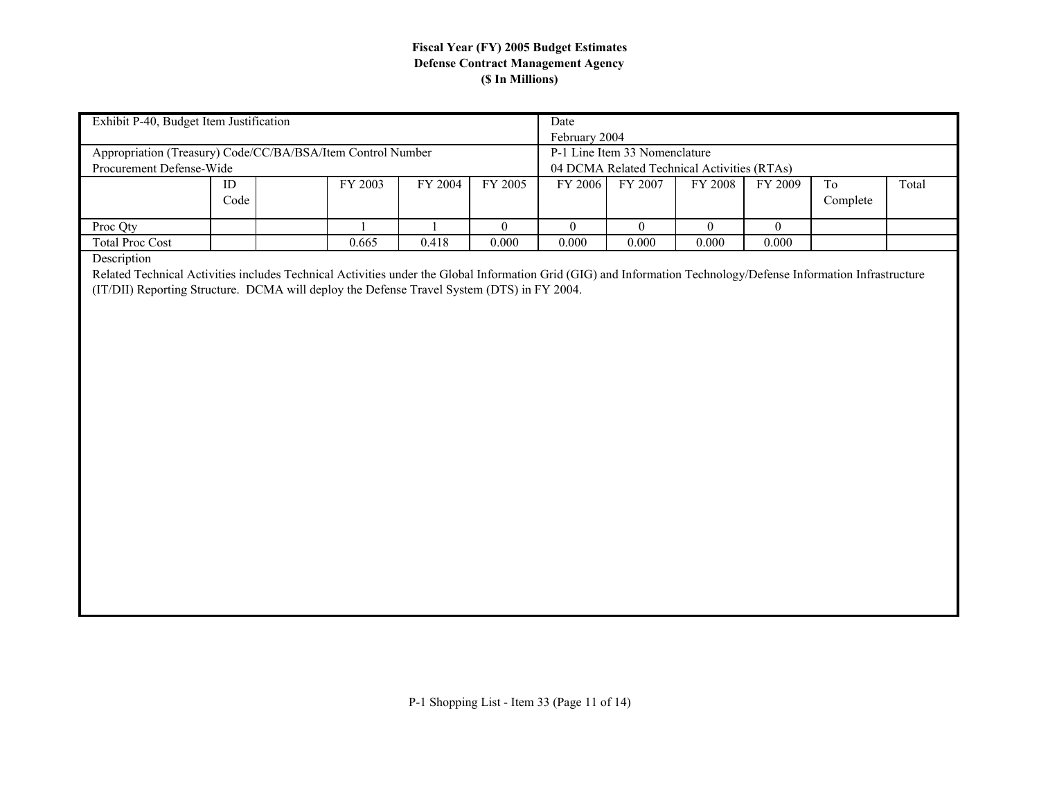**Fiscal Year (FY) 2005 Budget Estimates**
**Defense Contract Management Agency**
**($ In Millions)**

| Exhibit P-40, Budget Item Justification | | | | | | Date<br>February 2004 | | | | | |
|---|---|---|---|---|---|---|---|---|---|---|---|
| Appropriation (Treasury) Code/CC/BA/BSA/Item Control Number<br>Procurement Defense-Wide | | | | | | P-1 Line Item 33 Nomenclature<br>04 DCMA Related Technical Activities (RTAs) | | | | | |
| | ID Code | | FY 2003 | FY 2004 | FY 2005 | FY 2006 | FY 2007 | FY 2008 | FY 2009 | To Complete | Total |
| Proc Qty | | | 1 | 1 | 0 | 0 | 0 | 0 | 0 | | |
| Total Proc Cost | | | 0.665 | 0.418 | 0.000 | 0.000 | 0.000 | 0.000 | 0.000 | | |

Description

Related Technical Activities includes Technical Activities under the Global Information Grid (GIG) and Information Technology/Defense Information Infrastructure (IT/DII) Reporting Structure. DCMA will deploy the Defense Travel System (DTS) in FY 2004.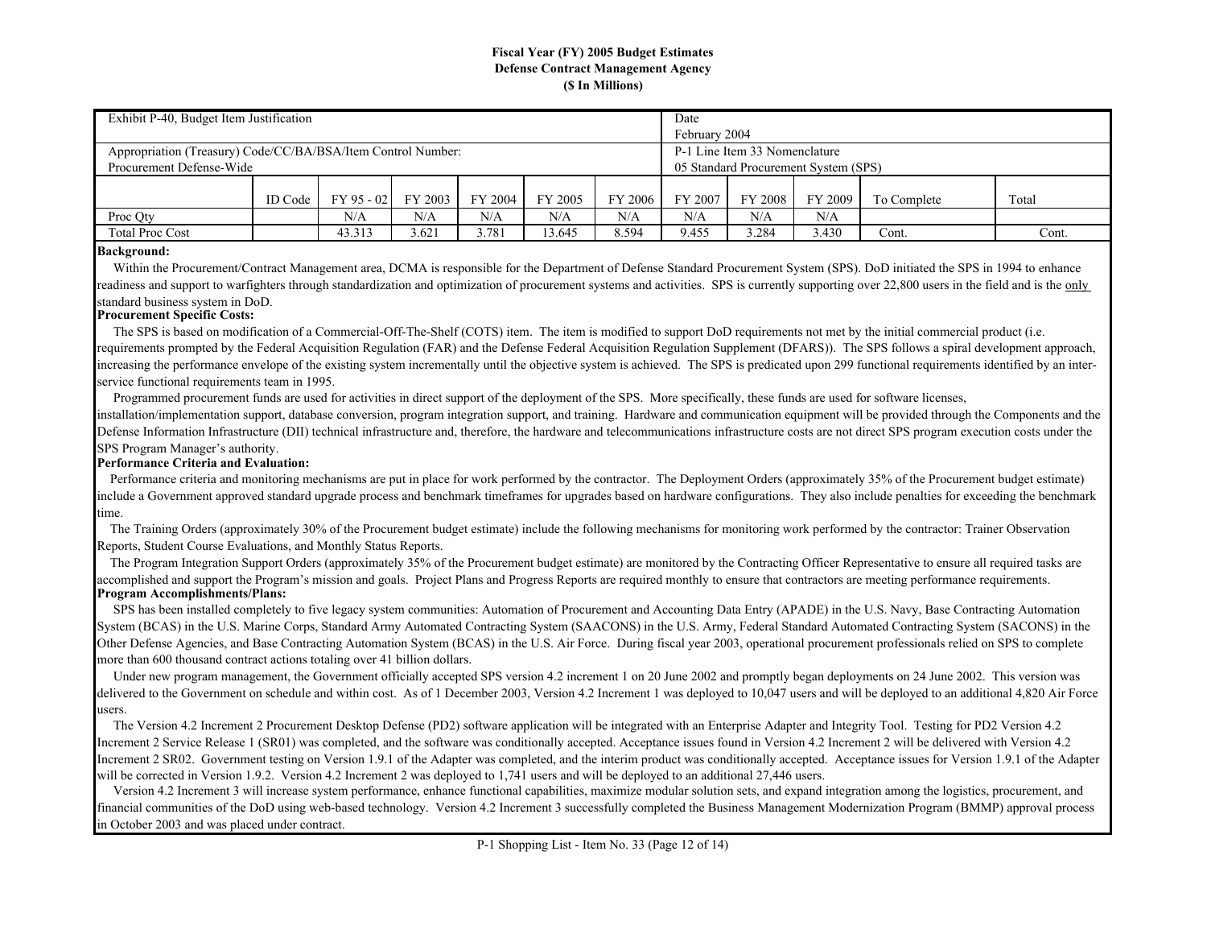**Fiscal Year (FY) 2005 Budget Estimates**
**Defense Contract Management Agency**
**($ In Millions)**

| Exhibit P-40, Budget Item Justification | | | | | | | Date<br>February 2004 | | | | |
|---|---|---|---|---|---|---|---|---|---|---|---|
| Appropriation (Treasury) Code/CC/BA/BSA/Item Control Number:<br>Procurement Defense-Wide | | | | | | | P-1 Line Item 33 Nomenclature<br>05 Standard Procurement System (SPS) | | | | |
| | ID Code | FY 95 - 02 | FY 2003 | FY 2004 | FY 2005 | FY 2006 | FY 2007 | FY 2008 | FY 2009 | To Complete | Total |
| Proc Qty | | N/A | N/A | N/A | N/A | N/A | N/A | N/A | N/A | | |
| Total Proc Cost | | 43.313 | 3.621 | 3.781 | 13.645 | 8.594 | 9.455 | 3.284 | 3.430 | Cont. | Cont. |

**Background:**

Within the Procurement/Contract Management area, DCMA is responsible for the Department of Defense Standard Procurement System (SPS). DoD initiated the SPS in 1994 to enhance readiness and support to warfighters through standardization and optimization of procurement systems and activities. SPS is currently supporting over 22,800 users in the field and is the only standard business system in DoD.

**Procurement Specific Costs:**

The SPS is based on modification of a Commercial-Off-The-Shelf (COTS) item. The item is modified to support DoD requirements not met by the initial commercial product (i.e. requirements prompted by the Federal Acquisition Regulation (FAR) and the Defense Federal Acquisition Regulation Supplement (DFARS)). The SPS follows a spiral development approach, increasing the performance envelope of the existing system incrementally until the objective system is achieved. The SPS is predicated upon 299 functional requirements identified by an inter-service functional requirements team in 1995.

Programmed procurement funds are used for activities in direct support of the deployment of the SPS. More specifically, these funds are used for software licenses, installation/implementation support, database conversion, program integration support, and training. Hardware and communication equipment will be provided through the Components and the Defense Information Infrastructure (DII) technical infrastructure and, therefore, the hardware and telecommunications infrastructure costs are not direct SPS program execution costs under the SPS Program Manager's authority.

**Performance Criteria and Evaluation:**

Performance criteria and monitoring mechanisms are put in place for work performed by the contractor. The Deployment Orders (approximately 35% of the Procurement budget estimate) include a Government approved standard upgrade process and benchmark timeframes for upgrades based on hardware configurations. They also include penalties for exceeding the benchmark time.

The Training Orders (approximately 30% of the Procurement budget estimate) include the following mechanisms for monitoring work performed by the contractor: Trainer Observation Reports, Student Course Evaluations, and Monthly Status Reports.

The Program Integration Support Orders (approximately 35% of the Procurement budget estimate) are monitored by the Contracting Officer Representative to ensure all required tasks are accomplished and support the Program's mission and goals. Project Plans and Progress Reports are required monthly to ensure that contractors are meeting performance requirements.

**Program Accomplishments/Plans:**

SPS has been installed completely to five legacy system communities: Automation of Procurement and Accounting Data Entry (APADE) in the U.S. Navy, Base Contracting Automation System (BCAS) in the U.S. Marine Corps, Standard Army Automated Contracting System (SAACONS) in the U.S. Army, Federal Standard Automated Contracting System (SACONS) in the Other Defense Agencies, and Base Contracting Automation System (BCAS) in the U.S. Air Force. During fiscal year 2003, operational procurement professionals relied on SPS to complete more than 600 thousand contract actions totaling over 41 billion dollars.

Under new program management, the Government officially accepted SPS version 4.2 increment 1 on 20 June 2002 and promptly began deployments on 24 June 2002. This version was delivered to the Government on schedule and within cost. As of 1 December 2003, Version 4.2 Increment 1 was deployed to 10,047 users and will be deployed to an additional 4,820 Air Force users.

The Version 4.2 Increment 2 Procurement Desktop Defense (PD2) software application will be integrated with an Enterprise Adapter and Integrity Tool. Testing for PD2 Version 4.2 Increment 2 Service Release 1 (SR01) was completed, and the software was conditionally accepted. Acceptance issues found in Version 4.2 Increment 2 will be delivered with Version 4.2 Increment 2 SR02. Government testing on Version 1.9.1 of the Adapter was completed, and the interim product was conditionally accepted. Acceptance issues for Version 1.9.1 of the Adapter will be corrected in Version 1.9.2. Version 4.2 Increment 2 was deployed to 1,741 users and will be deployed to an additional 27,446 users.

Version 4.2 Increment 3 will increase system performance, enhance functional capabilities, maximize modular solution sets, and expand integration among the logistics, procurement, and financial communities of the DoD using web-based technology. Version 4.2 Increment 3 successfully completed the Business Management Modernization Program (BMMP) approval process in October 2003 and was placed under contract.

P-1 Shopping List - Item No. 33 (Page 12 of 14)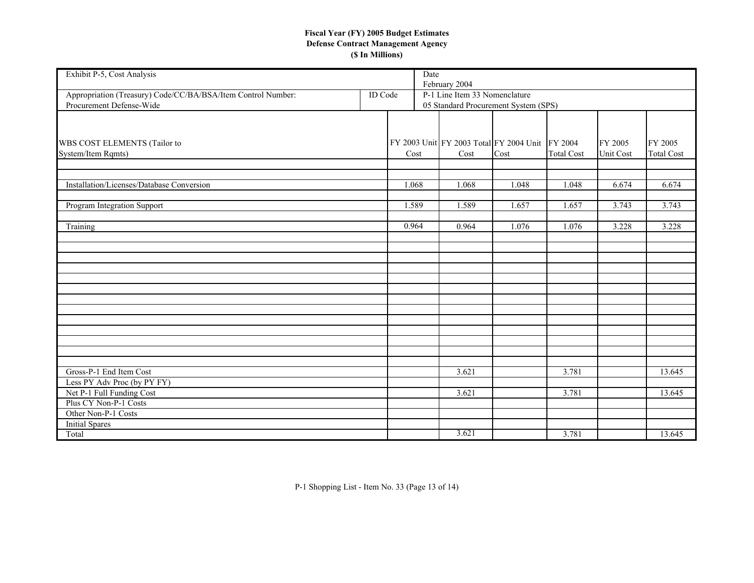**Fiscal Year (FY) 2005 Budget Estimates**
**Defense Contract Management Agency**
**($ In Millions)**

| Exhibit P-5, Cost Analysis | | | Date February 2004 | | | | |
|---|---|---|---|---|---|---|---|
| Appropriation (Treasury) Code/CC/BA/BSA/Item Control Number: Procurement Defense-Wide | ID Code | | P-1 Line Item 33 Nomenclature 05 Standard Procurement System (SPS) | | | | |
| WBS COST ELEMENTS (Tailor to System/Item Rqmts) | | FY 2003 Unit Cost | FY 2003 Total Cost | FY 2004 Unit Cost | FY 2004 Total Cost | FY 2005 Unit Cost | FY 2005 Total Cost |
| Installation/Licenses/Database Conversion | | 1.068 | 1.068 | 1.048 | 1.048 | 6.674 | 6.674 |
| Program Integration Support | | 1.589 | 1.589 | 1.657 | 1.657 | 3.743 | 3.743 |
| Training | | 0.964 | 0.964 | 1.076 | 1.076 | 3.228 | 3.228 |
| Gross-P-1 End Item Cost | | | 3.621 | | 3.781 | | 13.645 |
| Less PY Adv Proc (by PY FY) | | | | | | | |
| Net P-1 Full Funding Cost | | | 3.621 | | 3.781 | | 13.645 |
| Plus CY Non-P-1 Costs | | | | | | | |
| Other Non-P-1 Costs | | | | | | | |
| Initial Spares | | | | | | | |
| Total | | | 3.621 | | 3.781 | | 13.645 |

P-1 Shopping List - Item No. 33 (Page 13 of 14)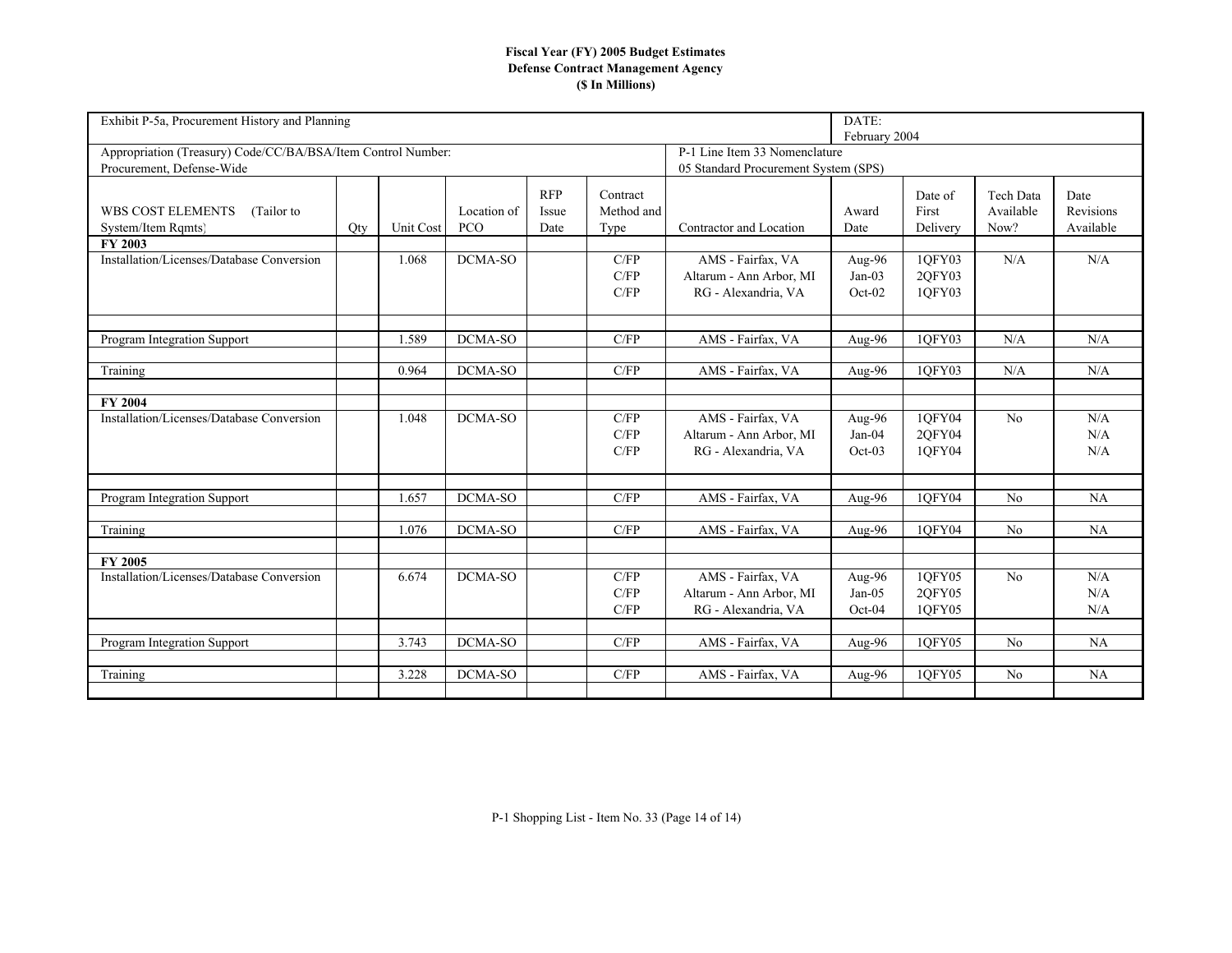**Fiscal Year (FY) 2005 Budget Estimates**
**Defense Contract Management Agency**
**($ In Millions)**

| Exhibit P-5a, Procurement History and Planning | | | | | | | DATE: February 2004 | | | |
|---|---|---|---|---|---|---|---|---|---|---|
| Appropriation (Treasury) Code/CC/BA/BSA/Item Control Number: Procurement, Defense-Wide | | | | | | P-1 Line Item 33 Nomenclature 05 Standard Procurement System (SPS) | | | | |
| WBS COST ELEMENTS (Tailor to System/Item Rqmts) | Qty | Unit Cost | Location of PCO | RFP Issue Date | Contract Method and Type | Contractor and Location | Award Date | Date of First Delivery | Tech Data Available Now? | Date Revisions Available |
| **FY 2003** | | | | | | | | | | |
| Installation/Licenses/Database Conversion | | 1.068 | DCMA-SO | | C/FP | AMS - Fairfax, VA | Aug-96 | 1QFY03 | N/A | N/A |
| | | | | | C/FP | Altarum - Ann Arbor, MI | Jan-03 | 2QFY03 | | |
| | | | | | C/FP | RG - Alexandria, VA | Oct-02 | 1QFY03 | | |
| Program Integration Support | | 1.589 | DCMA-SO | | C/FP | AMS - Fairfax, VA | Aug-96 | 1QFY03 | N/A | N/A |
| Training | | 0.964 | DCMA-SO | | C/FP | AMS - Fairfax, VA | Aug-96 | 1QFY03 | N/A | N/A |
| **FY 2004** | | | | | | | | | | |
| Installation/Licenses/Database Conversion | | 1.048 | DCMA-SO | | C/FP | AMS - Fairfax, VA | Aug-96 | 1QFY04 | No | N/A |
| | | | | | C/FP | Altarum - Ann Arbor, MI | Jan-04 | 2QFY04 | | N/A |
| | | | | | C/FP | RG - Alexandria, VA | Oct-03 | 1QFY04 | | N/A |
| Program Integration Support | | 1.657 | DCMA-SO | | C/FP | AMS - Fairfax, VA | Aug-96 | 1QFY04 | No | NA |
| Training | | 1.076 | DCMA-SO | | C/FP | AMS - Fairfax, VA | Aug-96 | 1QFY04 | No | NA |
| **FY 2005** | | | | | | | | | | |
| Installation/Licenses/Database Conversion | | 6.674 | DCMA-SO | | C/FP | AMS - Fairfax, VA | Aug-96 | 1QFY05 | No | N/A |
| | | | | | C/FP | Altarum - Ann Arbor, MI | Jan-05 | 2QFY05 | | N/A |
| | | | | | C/FP | RG - Alexandria, VA | Oct-04 | 1QFY05 | | N/A |
| Program Integration Support | | 3.743 | DCMA-SO | | C/FP | AMS - Fairfax, VA | Aug-96 | 1QFY05 | No | NA |
| Training | | 3.228 | DCMA-SO | | C/FP | AMS - Fairfax, VA | Aug-96 | 1QFY05 | No | NA |

P-1 Shopping List - Item No. 33